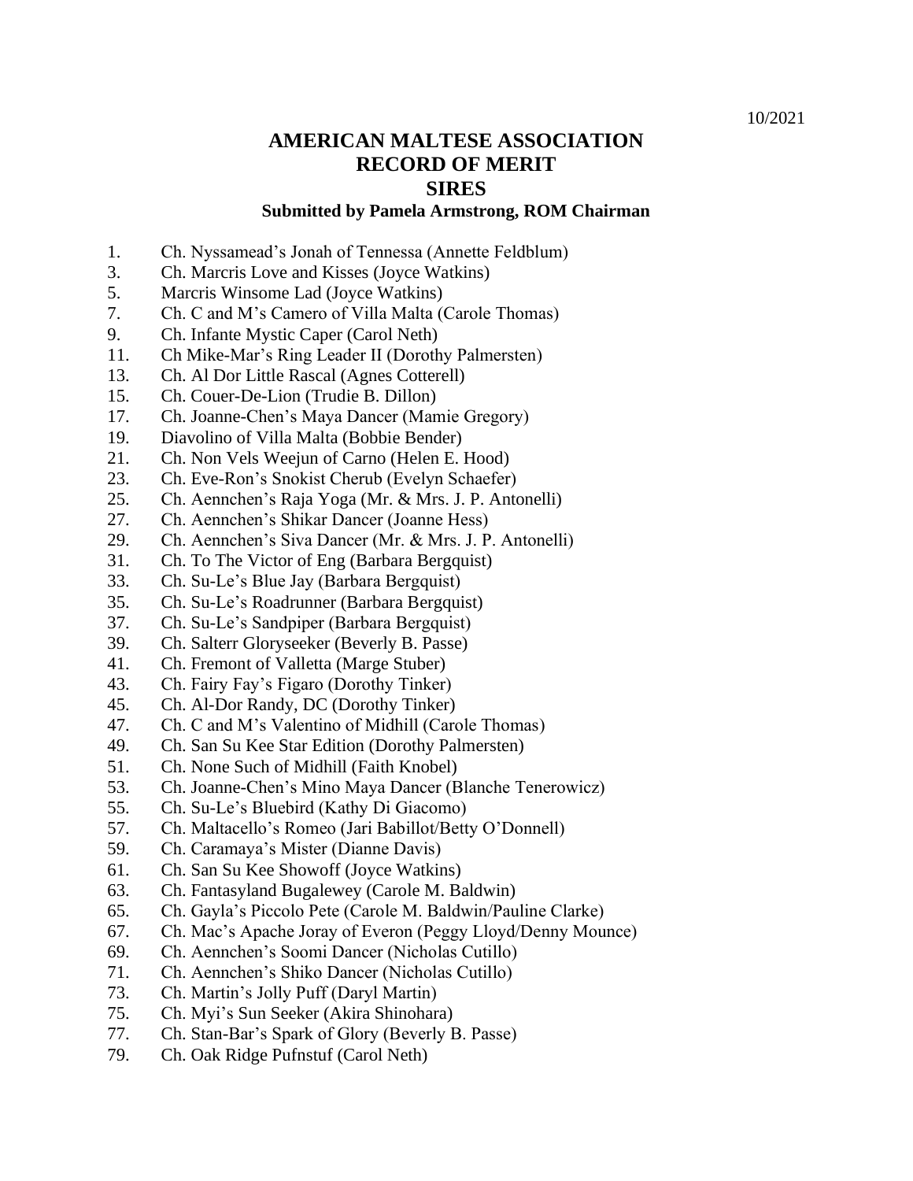10/2021

# AMERICAN MALTESE ASSOCIATION
# RECORD OF MERIT
# SIRES

**Submitted by Pamela Armstrong, ROM Chairman**

1. Ch. Nyssamead's Jonah of Tennessa (Annette Feldblum)
3. Ch. Marcris Love and Kisses (Joyce Watkins)
5. Marcris Winsome Lad (Joyce Watkins)
7. Ch. C and M's Camero of Villa Malta (Carole Thomas)
9. Ch. Infante Mystic Caper (Carol Neth)
11. Ch Mike-Mar's Ring Leader II (Dorothy Palmersten)
13. Ch. Al Dor Little Rascal (Agnes Cotterell)
15. Ch. Couer-De-Lion (Trudie B. Dillon)
17. Ch. Joanne-Chen's Maya Dancer (Mamie Gregory)
19. Diavolino of Villa Malta (Bobbie Bender)
21. Ch. Non Vels Weejun of Carno (Helen E. Hood)
23. Ch. Eve-Ron's Snokist Cherub (Evelyn Schaefer)
25. Ch. Aennchen's Raja Yoga (Mr. & Mrs. J. P. Antonelli)
27. Ch. Aennchen's Shikar Dancer (Joanne Hess)
29. Ch. Aennchen's Siva Dancer (Mr. & Mrs. J. P. Antonelli)
31. Ch. To The Victor of Eng (Barbara Bergquist)
33. Ch. Su-Le's Blue Jay (Barbara Bergquist)
35. Ch. Su-Le's Roadrunner (Barbara Bergquist)
37. Ch. Su-Le's Sandpiper (Barbara Bergquist)
39. Ch. Salterr Gloryseeker (Beverly B. Passe)
41. Ch. Fremont of Valletta (Marge Stuber)
43. Ch. Fairy Fay's Figaro (Dorothy Tinker)
45. Ch. Al-Dor Randy, DC (Dorothy Tinker)
47. Ch. C and M's Valentino of Midhill (Carole Thomas)
49. Ch. San Su Kee Star Edition (Dorothy Palmersten)
51. Ch. None Such of Midhill (Faith Knobel)
53. Ch. Joanne-Chen's Mino Maya Dancer (Blanche Tenerowicz)
55. Ch. Su-Le's Bluebird (Kathy Di Giacomo)
57. Ch. Maltacello's Romeo (Jari Babillot/Betty O'Donnell)
59. Ch. Caramaya's Mister (Dianne Davis)
61. Ch. San Su Kee Showoff (Joyce Watkins)
63. Ch. Fantasyland Bugalewey (Carole M. Baldwin)
65. Ch. Gayla's Piccolo Pete (Carole M. Baldwin/Pauline Clarke)
67. Ch. Mac's Apache Joray of Everon (Peggy Lloyd/Denny Mounce)
69. Ch. Aennchen's Soomi Dancer (Nicholas Cutillo)
71. Ch. Aennchen's Shiko Dancer (Nicholas Cutillo)
73. Ch. Martin's Jolly Puff (Daryl Martin)
75. Ch. Myi's Sun Seeker (Akira Shinohara)
77. Ch. Stan-Bar's Spark of Glory (Beverly B. Passe)
79. Ch. Oak Ridge Pufnstuf (Carol Neth)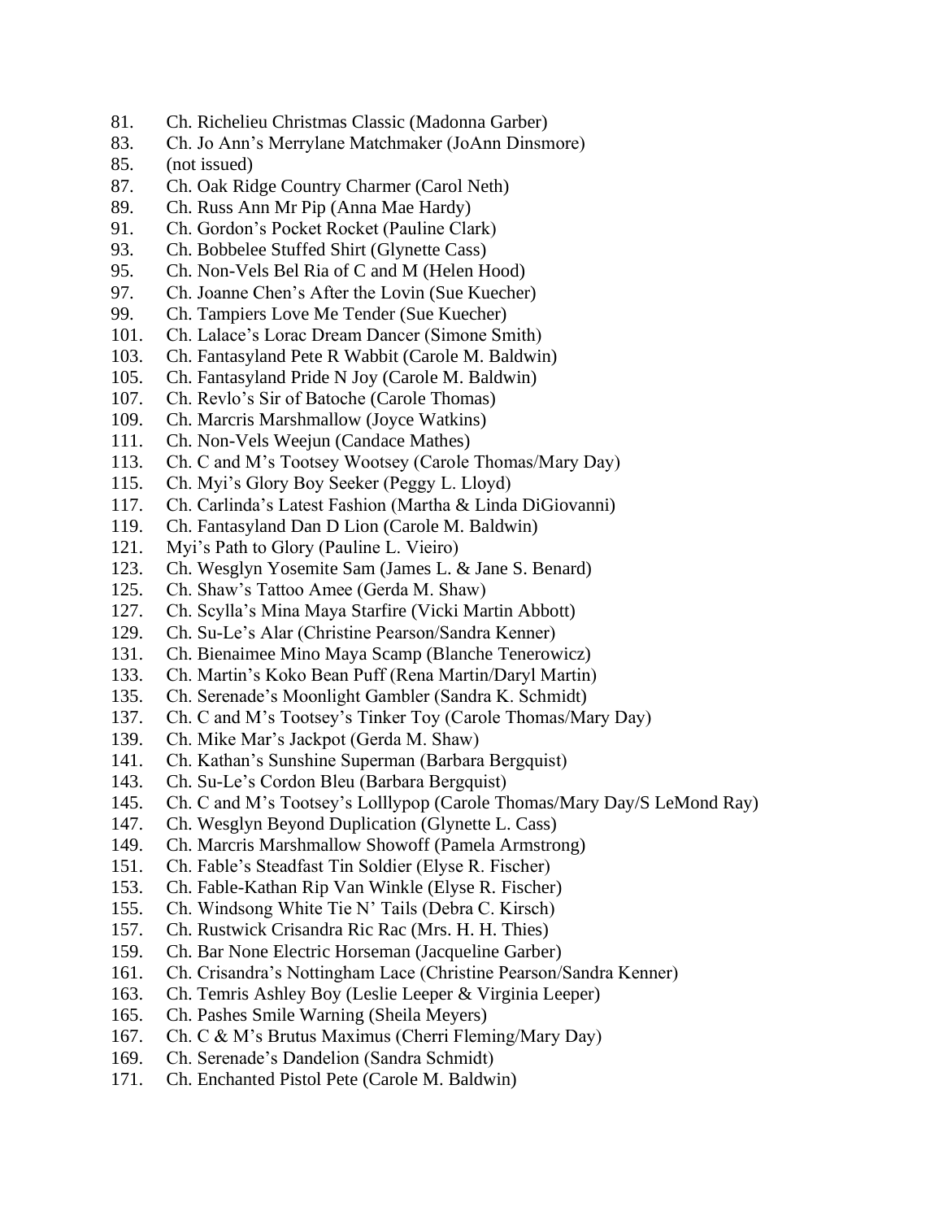81. Ch. Richelieu Christmas Classic (Madonna Garber)
83. Ch. Jo Ann's Merrylane Matchmaker (JoAnn Dinsmore)
85. (not issued)
87. Ch. Oak Ridge Country Charmer (Carol Neth)
89. Ch. Russ Ann Mr Pip (Anna Mae Hardy)
91. Ch. Gordon's Pocket Rocket (Pauline Clark)
93. Ch. Bobbelee Stuffed Shirt (Glynette Cass)
95. Ch. Non-Vels Bel Ria of C and M (Helen Hood)
97. Ch. Joanne Chen's After the Lovin (Sue Kuecher)
99. Ch. Tampiers Love Me Tender (Sue Kuecher)
101. Ch. Lalace's Lorac Dream Dancer (Simone Smith)
103. Ch. Fantasyland Pete R Wabbit (Carole M. Baldwin)
105. Ch. Fantasyland Pride N Joy (Carole M. Baldwin)
107. Ch. Revlo's Sir of Batoche (Carole Thomas)
109. Ch. Marcris Marshmallow (Joyce Watkins)
111. Ch. Non-Vels Weejun (Candace Mathes)
113. Ch. C and M's Tootsey Wootsey (Carole Thomas/Mary Day)
115. Ch. Myi's Glory Boy Seeker (Peggy L. Lloyd)
117. Ch. Carlinda's Latest Fashion (Martha & Linda DiGiovanni)
119. Ch. Fantasyland Dan D Lion (Carole M. Baldwin)
121. Myi's Path to Glory (Pauline L. Vieiro)
123. Ch. Wesglyn Yosemite Sam (James L. & Jane S. Benard)
125. Ch. Shaw's Tattoo Amee (Gerda M. Shaw)
127. Ch. Scylla's Mina Maya Starfire (Vicki Martin Abbott)
129. Ch. Su-Le's Alar (Christine Pearson/Sandra Kenner)
131. Ch. Bienaimee Mino Maya Scamp (Blanche Tenerowicz)
133. Ch. Martin's Koko Bean Puff (Rena Martin/Daryl Martin)
135. Ch. Serenade's Moonlight Gambler (Sandra K. Schmidt)
137. Ch. C and M's Tootsey's Tinker Toy (Carole Thomas/Mary Day)
139. Ch. Mike Mar's Jackpot (Gerda M. Shaw)
141. Ch. Kathan's Sunshine Superman (Barbara Bergquist)
143. Ch. Su-Le's Cordon Bleu (Barbara Bergquist)
145. Ch. C and M's Tootsey's Lolllypop (Carole Thomas/Mary Day/S LeMond Ray)
147. Ch. Wesglyn Beyond Duplication (Glynette L. Cass)
149. Ch. Marcris Marshmallow Showoff (Pamela Armstrong)
151. Ch. Fable's Steadfast Tin Soldier (Elyse R. Fischer)
153. Ch. Fable-Kathan Rip Van Winkle (Elyse R. Fischer)
155. Ch. Windsong White Tie N' Tails (Debra C. Kirsch)
157. Ch. Rustwick Crisandra Ric Rac (Mrs. H. H. Thies)
159. Ch. Bar None Electric Horseman (Jacqueline Garber)
161. Ch. Crisandra's Nottingham Lace (Christine Pearson/Sandra Kenner)
163. Ch. Temris Ashley Boy (Leslie Leeper & Virginia Leeper)
165. Ch. Pashes Smile Warning (Sheila Meyers)
167. Ch. C & M's Brutus Maximus (Cherri Fleming/Mary Day)
169. Ch. Serenade's Dandelion (Sandra Schmidt)
171. Ch. Enchanted Pistol Pete (Carole M. Baldwin)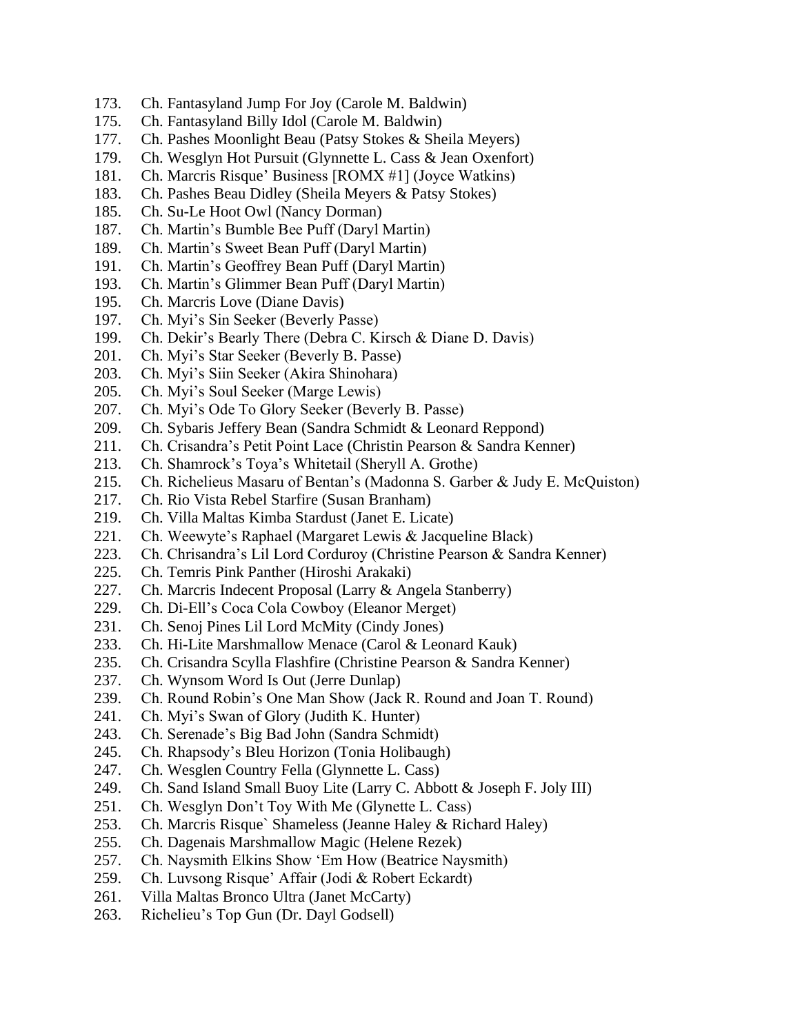173. Ch. Fantasyland Jump For Joy (Carole M. Baldwin)
175. Ch. Fantasyland Billy Idol (Carole M. Baldwin)
177. Ch. Pashes Moonlight Beau (Patsy Stokes & Sheila Meyers)
179. Ch. Wesglyn Hot Pursuit (Glynnette L. Cass & Jean Oxenfort)
181. Ch. Marcris Risque' Business [ROMX #1] (Joyce Watkins)
183. Ch. Pashes Beau Didley (Sheila Meyers & Patsy Stokes)
185. Ch. Su-Le Hoot Owl (Nancy Dorman)
187. Ch. Martin's Bumble Bee Puff (Daryl Martin)
189. Ch. Martin's Sweet Bean Puff (Daryl Martin)
191. Ch. Martin's Geoffrey Bean Puff (Daryl Martin)
193. Ch. Martin's Glimmer Bean Puff (Daryl Martin)
195. Ch. Marcris Love (Diane Davis)
197. Ch. Myi's Sin Seeker (Beverly Passe)
199. Ch. Dekir's Bearly There (Debra C. Kirsch & Diane D. Davis)
201. Ch. Myi's Star Seeker (Beverly B. Passe)
203. Ch. Myi's Siin Seeker (Akira Shinohara)
205. Ch. Myi's Soul Seeker (Marge Lewis)
207. Ch. Myi's Ode To Glory Seeker (Beverly B. Passe)
209. Ch. Sybaris Jeffery Bean (Sandra Schmidt & Leonard Reppond)
211. Ch. Crisandra's Petit Point Lace (Christin Pearson & Sandra Kenner)
213. Ch. Shamrock's Toya's Whitetail (Sheryll A. Grothe)
215. Ch. Richelieus Masaru of Bentan's (Madonna S. Garber & Judy E. McQuiston)
217. Ch. Rio Vista Rebel Starfire (Susan Branham)
219. Ch. Villa Maltas Kimba Stardust (Janet E. Licate)
221. Ch. Weewyte's Raphael (Margaret Lewis & Jacqueline Black)
223. Ch. Chrisandra's Lil Lord Corduroy (Christine Pearson & Sandra Kenner)
225. Ch. Temris Pink Panther (Hiroshi Arakaki)
227. Ch. Marcris Indecent Proposal (Larry & Angela Stanberry)
229. Ch. Di-Ell's Coca Cola Cowboy (Eleanor Merget)
231. Ch. Senoj Pines Lil Lord McMity (Cindy Jones)
233. Ch. Hi-Lite Marshmallow Menace (Carol & Leonard Kauk)
235. Ch. Crisandra Scylla Flashfire (Christine Pearson & Sandra Kenner)
237. Ch. Wynsom Word Is Out (Jerre Dunlap)
239. Ch. Round Robin's One Man Show (Jack R. Round and Joan T. Round)
241. Ch. Myi's Swan of Glory (Judith K. Hunter)
243. Ch. Serenade's Big Bad John (Sandra Schmidt)
245. Ch. Rhapsody's Bleu Horizon (Tonia Holibaugh)
247. Ch. Wesglen Country Fella (Glynnette L. Cass)
249. Ch. Sand Island Small Buoy Lite (Larry C. Abbott & Joseph F. Joly III)
251. Ch. Wesglyn Don't Toy With Me (Glynette L. Cass)
253. Ch. Marcris Risque` Shameless (Jeanne Haley & Richard Haley)
255. Ch. Dagenais Marshmallow Magic (Helene Rezek)
257. Ch. Naysmith Elkins Show 'Em How (Beatrice Naysmith)
259. Ch. Luvsong Risque' Affair (Jodi & Robert Eckardt)
261. Villa Maltas Bronco Ultra (Janet McCarty)
263. Richelieu's Top Gun (Dr. Dayl Godsell)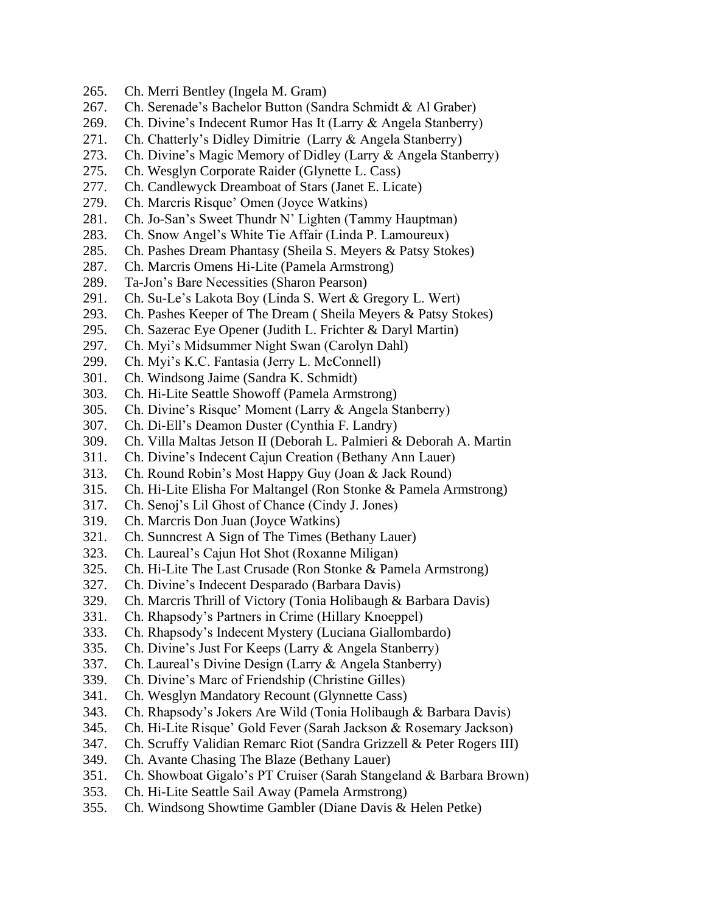265. Ch. Merri Bentley (Ingela M. Gram)
267. Ch. Serenade's Bachelor Button (Sandra Schmidt & Al Graber)
269. Ch. Divine's Indecent Rumor Has It (Larry & Angela Stanberry)
271. Ch. Chatterly's Didley Dimitrie (Larry & Angela Stanberry)
273. Ch. Divine's Magic Memory of Didley (Larry & Angela Stanberry)
275. Ch. Wesglyn Corporate Raider (Glynette L. Cass)
277. Ch. Candlewyck Dreamboat of Stars (Janet E. Licate)
279. Ch. Marcris Risque' Omen (Joyce Watkins)
281. Ch. Jo-San's Sweet Thundr N' Lighten (Tammy Hauptman)
283. Ch. Snow Angel's White Tie Affair (Linda P. Lamoureux)
285. Ch. Pashes Dream Phantasy (Sheila S. Meyers & Patsy Stokes)
287. Ch. Marcris Omens Hi-Lite (Pamela Armstrong)
289. Ta-Jon's Bare Necessities (Sharon Pearson)
291. Ch. Su-Le's Lakota Boy (Linda S. Wert & Gregory L. Wert)
293. Ch. Pashes Keeper of The Dream ( Sheila Meyers & Patsy Stokes)
295. Ch. Sazerac Eye Opener (Judith L. Frichter & Daryl Martin)
297. Ch. Myi's Midsummer Night Swan (Carolyn Dahl)
299. Ch. Myi's K.C. Fantasia (Jerry L. McConnell)
301. Ch. Windsong Jaime (Sandra K. Schmidt)
303. Ch. Hi-Lite Seattle Showoff (Pamela Armstrong)
305. Ch. Divine's Risque' Moment (Larry & Angela Stanberry)
307. Ch. Di-Ell's Deamon Duster (Cynthia F. Landry)
309. Ch. Villa Maltas Jetson II (Deborah L. Palmieri & Deborah A. Martin
311. Ch. Divine's Indecent Cajun Creation (Bethany Ann Lauer)
313. Ch. Round Robin's Most Happy Guy (Joan & Jack Round)
315. Ch. Hi-Lite Elisha For Maltangel (Ron Stonke & Pamela Armstrong)
317. Ch. Senoj's Lil Ghost of Chance (Cindy J. Jones)
319. Ch. Marcris Don Juan (Joyce Watkins)
321. Ch. Sunncrest A Sign of The Times (Bethany Lauer)
323. Ch. Laureal's Cajun Hot Shot (Roxanne Miligan)
325. Ch. Hi-Lite The Last Crusade (Ron Stonke & Pamela Armstrong)
327. Ch. Divine's Indecent Desparado (Barbara Davis)
329. Ch. Marcris Thrill of Victory (Tonia Holibaugh & Barbara Davis)
331. Ch. Rhapsody's Partners in Crime (Hillary Knoeppel)
333. Ch. Rhapsody's Indecent Mystery (Luciana Giallombardo)
335. Ch. Divine's Just For Keeps (Larry & Angela Stanberry)
337. Ch. Laureal's Divine Design (Larry & Angela Stanberry)
339. Ch. Divine's Marc of Friendship (Christine Gilles)
341. Ch. Wesglyn Mandatory Recount (Glynnette Cass)
343. Ch. Rhapsody's Jokers Are Wild (Tonia Holibaugh & Barbara Davis)
345. Ch. Hi-Lite Risque' Gold Fever (Sarah Jackson & Rosemary Jackson)
347. Ch. Scruffy Validian Remarc Riot (Sandra Grizzell & Peter Rogers III)
349. Ch. Avante Chasing The Blaze (Bethany Lauer)
351. Ch. Showboat Gigalo's PT Cruiser (Sarah Stangeland & Barbara Brown)
353. Ch. Hi-Lite Seattle Sail Away (Pamela Armstrong)
355. Ch. Windsong Showtime Gambler (Diane Davis & Helen Petke)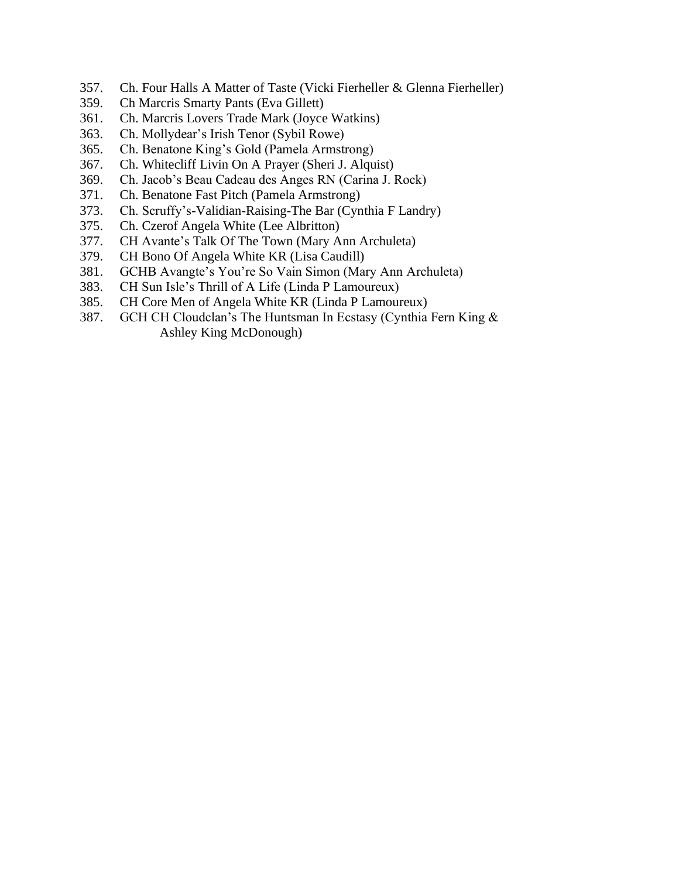357. Ch. Four Halls A Matter of Taste (Vicki Fierheller & Glenna Fierheller)
359. Ch Marcris Smarty Pants (Eva Gillett)
361. Ch. Marcris Lovers Trade Mark (Joyce Watkins)
363. Ch. Mollydear's Irish Tenor (Sybil Rowe)
365. Ch. Benatone King's Gold (Pamela Armstrong)
367. Ch. Whitecliff Livin On A Prayer (Sheri J. Alquist)
369. Ch. Jacob's Beau Cadeau des Anges RN (Carina J. Rock)
371. Ch. Benatone Fast Pitch (Pamela Armstrong)
373. Ch. Scruffy's-Validian-Raising-The Bar (Cynthia F Landry)
375. Ch. Czerof Angela White (Lee Albritton)
377. CH Avante's Talk Of The Town (Mary Ann Archuleta)
379. CH Bono Of Angela White KR (Lisa Caudill)
381. GCHB Avangte's You're So Vain Simon (Mary Ann Archuleta)
383. CH Sun Isle's Thrill of A Life (Linda P Lamoureux)
385. CH Core Men of Angela White KR (Linda P Lamoureux)
387. GCH CH Cloudclan's The Huntsman In Ecstasy (Cynthia Fern King & Ashley King McDonough)